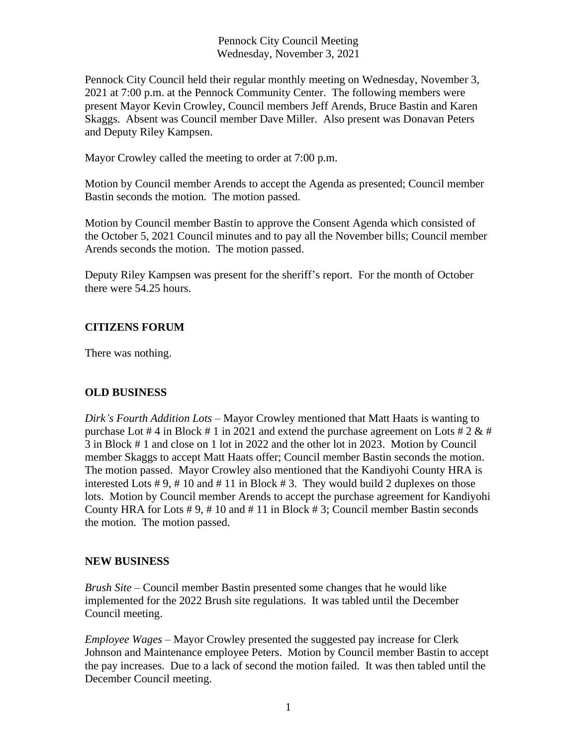Pennock City Council Meeting
Wednesday, November 3, 2021

Pennock City Council held their regular monthly meeting on Wednesday, November 3, 2021 at 7:00 p.m. at the Pennock Community Center. The following members were present Mayor Kevin Crowley, Council members Jeff Arends, Bruce Bastin and Karen Skaggs. Absent was Council member Dave Miller. Also present was Donavan Peters and Deputy Riley Kampsen.

Mayor Crowley called the meeting to order at 7:00 p.m.

Motion by Council member Arends to accept the Agenda as presented; Council member Bastin seconds the motion. The motion passed.

Motion by Council member Bastin to approve the Consent Agenda which consisted of the October 5, 2021 Council minutes and to pay all the November bills; Council member Arends seconds the motion. The motion passed.

Deputy Riley Kampsen was present for the sheriff's report. For the month of October there were 54.25 hours.

**CITIZENS FORUM**

There was nothing.

**OLD BUSINESS**

*Dirk's Fourth Addition Lots* – Mayor Crowley mentioned that Matt Haats is wanting to purchase Lot # 4 in Block # 1 in 2021 and extend the purchase agreement on Lots # 2 & # 3 in Block # 1 and close on 1 lot in 2022 and the other lot in 2023. Motion by Council member Skaggs to accept Matt Haats offer; Council member Bastin seconds the motion. The motion passed. Mayor Crowley also mentioned that the Kandiyohi County HRA is interested Lots # 9, # 10 and # 11 in Block # 3. They would build 2 duplexes on those lots. Motion by Council member Arends to accept the purchase agreement for Kandiyohi County HRA for Lots # 9, # 10 and # 11 in Block # 3; Council member Bastin seconds the motion. The motion passed.

**NEW BUSINESS**

*Brush Site* – Council member Bastin presented some changes that he would like implemented for the 2022 Brush site regulations. It was tabled until the December Council meeting.

*Employee Wages* – Mayor Crowley presented the suggested pay increase for Clerk Johnson and Maintenance employee Peters. Motion by Council member Bastin to accept the pay increases. Due to a lack of second the motion failed. It was then tabled until the December Council meeting.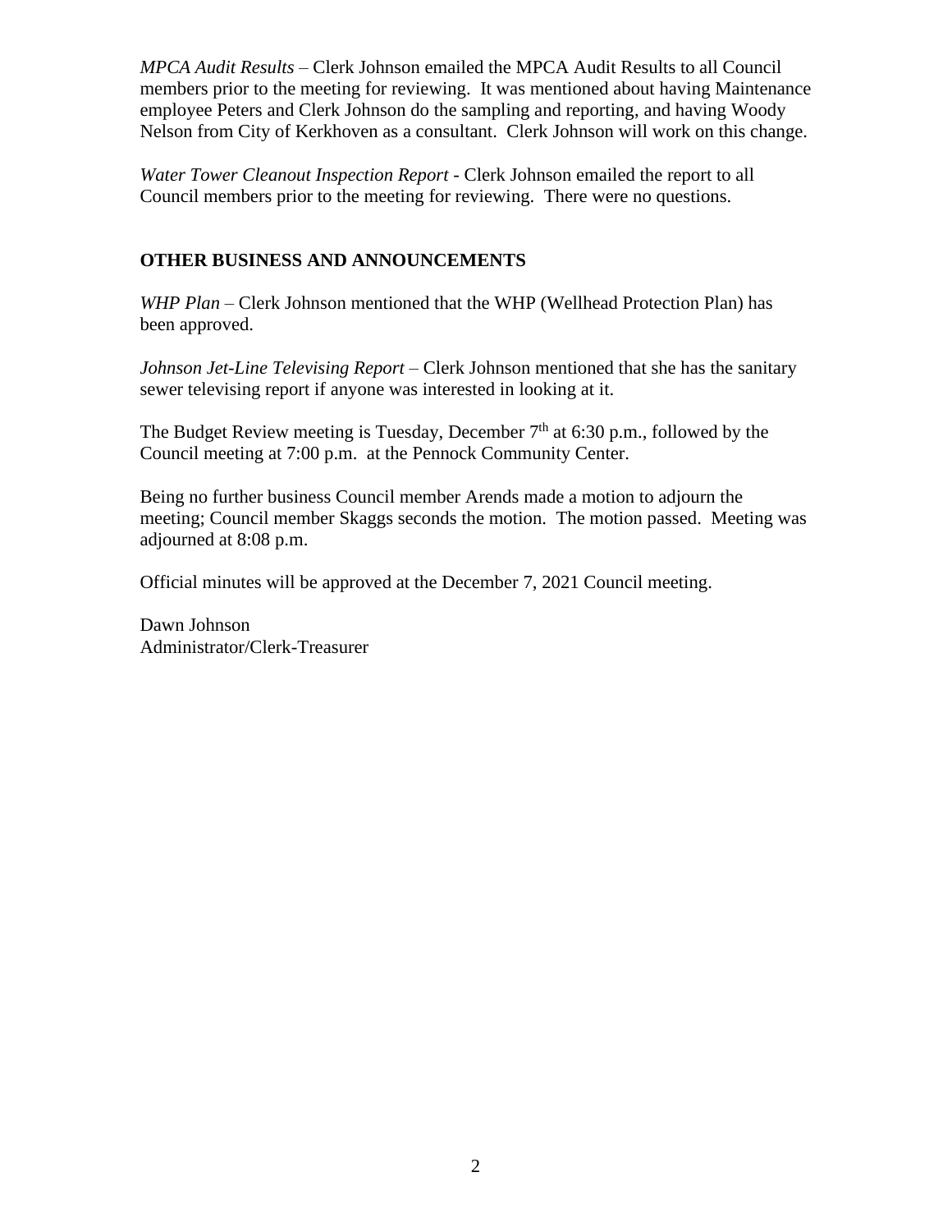*MPCA Audit Results* – Clerk Johnson emailed the MPCA Audit Results to all Council members prior to the meeting for reviewing. It was mentioned about having Maintenance employee Peters and Clerk Johnson do the sampling and reporting, and having Woody Nelson from City of Kerkhoven as a consultant. Clerk Johnson will work on this change.

*Water Tower Cleanout Inspection Report* - Clerk Johnson emailed the report to all Council members prior to the meeting for reviewing. There were no questions.

## OTHER BUSINESS AND ANNOUNCEMENTS

*WHP Plan* – Clerk Johnson mentioned that the WHP (Wellhead Protection Plan) has been approved.

*Johnson Jet-Line Televising Report* – Clerk Johnson mentioned that she has the sanitary sewer televising report if anyone was interested in looking at it.

The Budget Review meeting is Tuesday, December 7th at 6:30 p.m., followed by the Council meeting at 7:00 p.m. at the Pennock Community Center.

Being no further business Council member Arends made a motion to adjourn the meeting; Council member Skaggs seconds the motion. The motion passed. Meeting was adjourned at 8:08 p.m.

Official minutes will be approved at the December 7, 2021 Council meeting.

Dawn Johnson
Administrator/Clerk-Treasurer